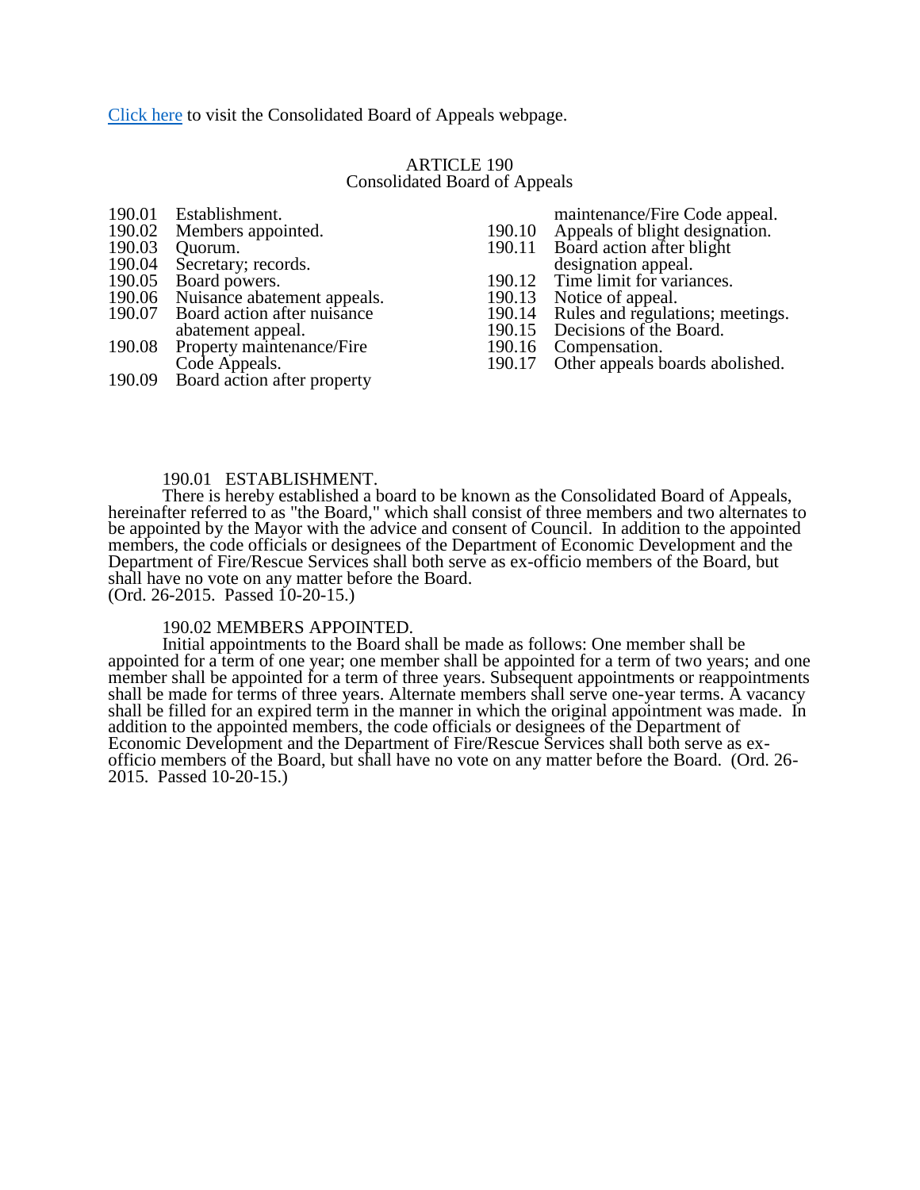[Click here](#) to visit the Consolidated Board of Appeals webpage.

# ARTICLE 190
## Consolidated Board of Appeals

| | |
|---|---|
| 190.01 | Establishment. |
| 190.02 | Members appointed. |
| 190.03 | Quorum. |
| 190.04 | Secretary; records. |
| 190.05 | Board powers. |
| 190.06 | Nuisance abatement appeals. |
| 190.07 | Board action after nuisance abatement appeal. |
| 190.08 | Property maintenance/Fire Code Appeals. |
| 190.09 | Board action after property maintenance/Fire Code appeal. |
| 190.10 | Appeals of blight designation. |
| 190.11 | Board action after blight designation appeal. |
| 190.12 | Time limit for variances. |
| 190.13 | Notice of appeal. |
| 190.14 | Rules and regulations; meetings. |
| 190.15 | Decisions of the Board. |
| 190.16 | Compensation. |
| 190.17 | Other appeals boards abolished. |

### 190.01 ESTABLISHMENT.

There is hereby established a board to be known as the Consolidated Board of Appeals, hereinafter referred to as "the Board," which shall consist of three members and two alternates to be appointed by the Mayor with the advice and consent of Council. In addition to the appointed members, the code officials or designees of the Department of Economic Development and the Department of Fire/Rescue Services shall both serve as ex-officio members of the Board, but shall have no vote on any matter before the Board.
(Ord. 26-2015. Passed 10-20-15.)

### 190.02 MEMBERS APPOINTED.

Initial appointments to the Board shall be made as follows: One member shall be appointed for a term of one year; one member shall be appointed for a term of two years; and one member shall be appointed for a term of three years. Subsequent appointments or reappointments shall be made for terms of three years. Alternate members shall serve one-year terms. A vacancy shall be filled for an expired term in the manner in which the original appointment was made. In addition to the appointed members, the code officials or designees of the Department of Economic Development and the Department of Fire/Rescue Services shall both serve as ex-officio members of the Board, but shall have no vote on any matter before the Board. (Ord. 26-2015. Passed 10-20-15.)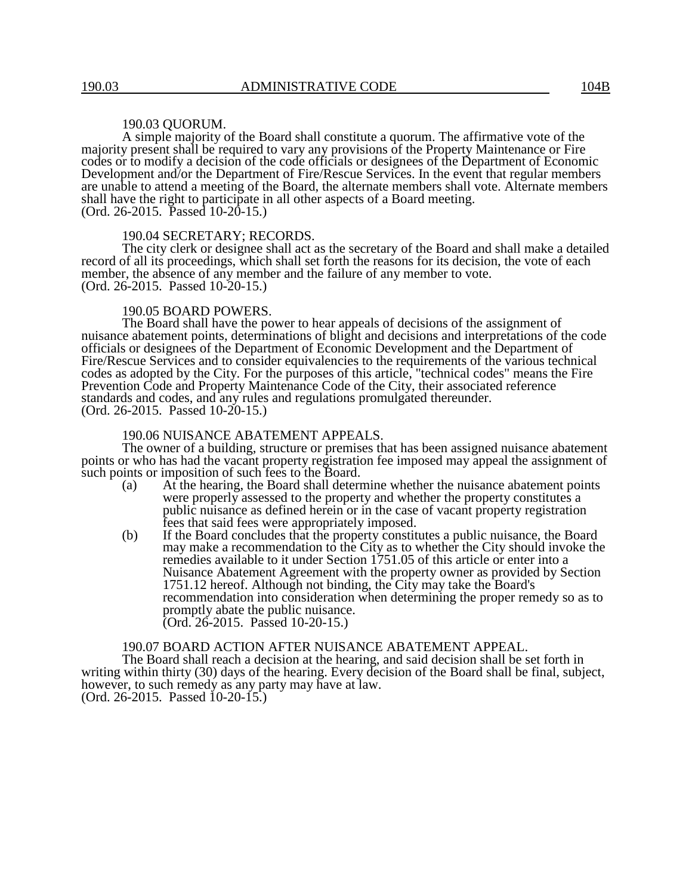### 190.03 QUORUM.

A simple majority of the Board shall constitute a quorum. The affirmative vote of the majority present shall be required to vary any provisions of the Property Maintenance or Fire codes or to modify a decision of the code officials or designees of the Department of Economic Development and/or the Department of Fire/Rescue Services. In the event that regular members are unable to attend a meeting of the Board, the alternate members shall vote. Alternate members shall have the right to participate in all other aspects of a Board meeting.
(Ord. 26-2015. Passed 10-20-15.)

### 190.04 SECRETARY; RECORDS.

The city clerk or designee shall act as the secretary of the Board and shall make a detailed record of all its proceedings, which shall set forth the reasons for its decision, the vote of each member, the absence of any member and the failure of any member to vote.
(Ord. 26-2015. Passed 10-20-15.)

### 190.05 BOARD POWERS.

The Board shall have the power to hear appeals of decisions of the assignment of nuisance abatement points, determinations of blight and decisions and interpretations of the code officials or designees of the Department of Economic Development and the Department of Fire/Rescue Services and to consider equivalencies to the requirements of the various technical codes as adopted by the City. For the purposes of this article, "technical codes" means the Fire Prevention Code and Property Maintenance Code of the City, their associated reference standards and codes, and any rules and regulations promulgated thereunder.
(Ord. 26-2015. Passed 10-20-15.)

### 190.06 NUISANCE ABATEMENT APPEALS.

The owner of a building, structure or premises that has been assigned nuisance abatement points or who has had the vacant property registration fee imposed may appeal the assignment of such points or imposition of such fees to the Board.

(a) At the hearing, the Board shall determine whether the nuisance abatement points were properly assessed to the property and whether the property constitutes a public nuisance as defined herein or in the case of vacant property registration fees that said fees were appropriately imposed.

(b) If the Board concludes that the property constitutes a public nuisance, the Board may make a recommendation to the City as to whether the City should invoke the remedies available to it under Section 1751.05 of this article or enter into a Nuisance Abatement Agreement with the property owner as provided by Section 1751.12 hereof. Although not binding, the City may take the Board's recommendation into consideration when determining the proper remedy so as to promptly abate the public nuisance.
(Ord. 26-2015. Passed 10-20-15.)

### 190.07 BOARD ACTION AFTER NUISANCE ABATEMENT APPEAL.

The Board shall reach a decision at the hearing, and said decision shall be set forth in writing within thirty (30) days of the hearing. Every decision of the Board shall be final, subject, however, to such remedy as any party may have at law.
(Ord. 26-2015. Passed 10-20-15.)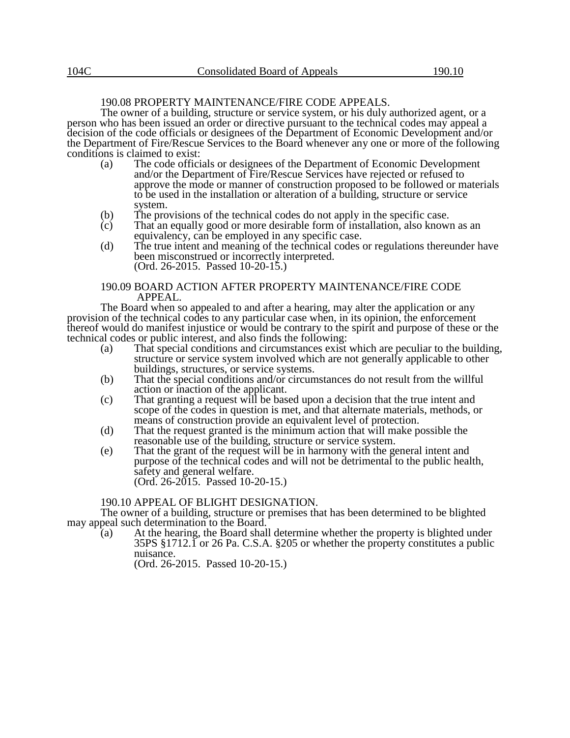## 190.08 PROPERTY MAINTENANCE/FIRE CODE APPEALS.

The owner of a building, structure or service system, or his duly authorized agent, or a person who has been issued an order or directive pursuant to the technical codes may appeal a decision of the code officials or designees of the Department of Economic Development and/or the Department of Fire/Rescue Services to the Board whenever any one or more of the following conditions is claimed to exist:

(a) The code officials or designees of the Department of Economic Development and/or the Department of Fire/Rescue Services have rejected or refused to approve the mode or manner of construction proposed to be followed or materials to be used in the installation or alteration of a building, structure or service system.

(b) The provisions of the technical codes do not apply in the specific case.

(c) That an equally good or more desirable form of installation, also known as an equivalency, can be employed in any specific case.

(d) The true intent and meaning of the technical codes or regulations thereunder have been misconstrued or incorrectly interpreted.
(Ord. 26-2015. Passed 10-20-15.)

## 190.09 BOARD ACTION AFTER PROPERTY MAINTENANCE/FIRE CODE APPEAL.

The Board when so appealed to and after a hearing, may alter the application or any provision of the technical codes to any particular case when, in its opinion, the enforcement thereof would do manifest injustice or would be contrary to the spirit and purpose of these or the technical codes or public interest, and also finds the following:

(a) That special conditions and circumstances exist which are peculiar to the building, structure or service system involved which are not generally applicable to other buildings, structures, or service systems.

(b) That the special conditions and/or circumstances do not result from the willful action or inaction of the applicant.

(c) That granting a request will be based upon a decision that the true intent and scope of the codes in question is met, and that alternate materials, methods, or means of construction provide an equivalent level of protection.

(d) That the request granted is the minimum action that will make possible the reasonable use of the building, structure or service system.

(e) That the grant of the request will be in harmony with the general intent and purpose of the technical codes and will not be detrimental to the public health, safety and general welfare.
(Ord. 26-2015. Passed 10-20-15.)

## 190.10 APPEAL OF BLIGHT DESIGNATION.

The owner of a building, structure or premises that has been determined to be blighted may appeal such determination to the Board.

(a) At the hearing, the Board shall determine whether the property is blighted under 35PS §1712.1 or 26 Pa. C.S.A. §205 or whether the property constitutes a public nuisance.
(Ord. 26-2015. Passed 10-20-15.)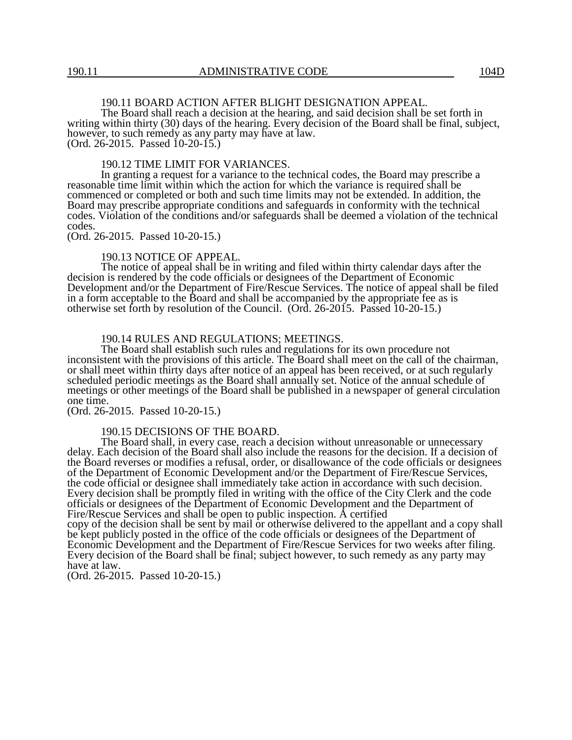### 190.11 BOARD ACTION AFTER BLIGHT DESIGNATION APPEAL.

The Board shall reach a decision at the hearing, and said decision shall be set forth in writing within thirty (30) days of the hearing. Every decision of the Board shall be final, subject, however, to such remedy as any party may have at law.
(Ord. 26-2015. Passed 10-20-15.)

### 190.12 TIME LIMIT FOR VARIANCES.

In granting a request for a variance to the technical codes, the Board may prescribe a reasonable time limit within which the action for which the variance is required shall be commenced or completed or both and such time limits may not be extended. In addition, the Board may prescribe appropriate conditions and safeguards in conformity with the technical codes. Violation of the conditions and/or safeguards shall be deemed a violation of the technical codes.
(Ord. 26-2015. Passed 10-20-15.)

### 190.13 NOTICE OF APPEAL.

The notice of appeal shall be in writing and filed within thirty calendar days after the decision is rendered by the code officials or designees of the Department of Economic Development and/or the Department of Fire/Rescue Services. The notice of appeal shall be filed in a form acceptable to the Board and shall be accompanied by the appropriate fee as is otherwise set forth by resolution of the Council. (Ord. 26-2015. Passed 10-20-15.)

### 190.14 RULES AND REGULATIONS; MEETINGS.

The Board shall establish such rules and regulations for its own procedure not inconsistent with the provisions of this article. The Board shall meet on the call of the chairman, or shall meet within thirty days after notice of an appeal has been received, or at such regularly scheduled periodic meetings as the Board shall annually set. Notice of the annual schedule of meetings or other meetings of the Board shall be published in a newspaper of general circulation one time.
(Ord. 26-2015. Passed 10-20-15.)

### 190.15 DECISIONS OF THE BOARD.

The Board shall, in every case, reach a decision without unreasonable or unnecessary delay. Each decision of the Board shall also include the reasons for the decision. If a decision of the Board reverses or modifies a refusal, order, or disallowance of the code officials or designees of the Department of Economic Development and/or the Department of Fire/Rescue Services, the code official or designee shall immediately take action in accordance with such decision. Every decision shall be promptly filed in writing with the office of the City Clerk and the code officials or designees of the Department of Economic Development and the Department of Fire/Rescue Services and shall be open to public inspection. A certified copy of the decision shall be sent by mail or otherwise delivered to the appellant and a copy shall be kept publicly posted in the office of the code officials or designees of the Department of Economic Development and the Department of Fire/Rescue Services for two weeks after filing. Every decision of the Board shall be final; subject however, to such remedy as any party may have at law.
(Ord. 26-2015. Passed 10-20-15.)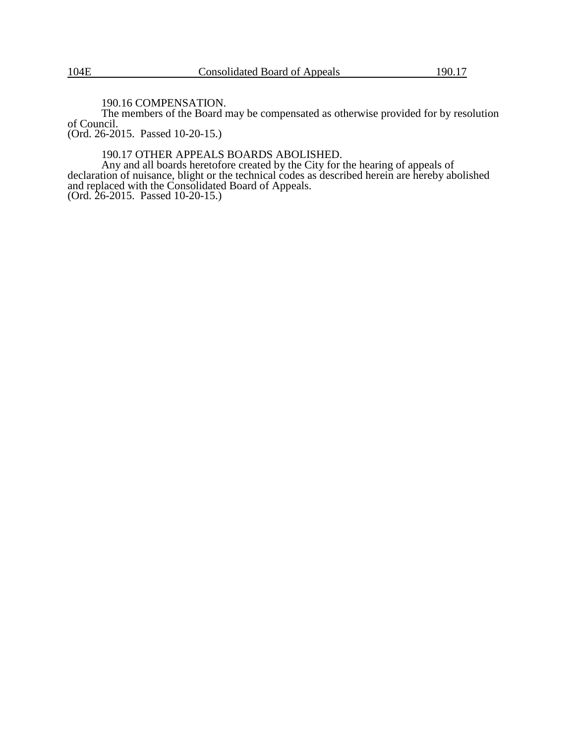190.16 COMPENSATION.

The members of the Board may be compensated as otherwise provided for by resolution of Council.
(Ord. 26-2015. Passed 10-20-15.)

190.17 OTHER APPEALS BOARDS ABOLISHED.

Any and all boards heretofore created by the City for the hearing of appeals of declaration of nuisance, blight or the technical codes as described herein are hereby abolished and replaced with the Consolidated Board of Appeals.
(Ord. 26-2015. Passed 10-20-15.)